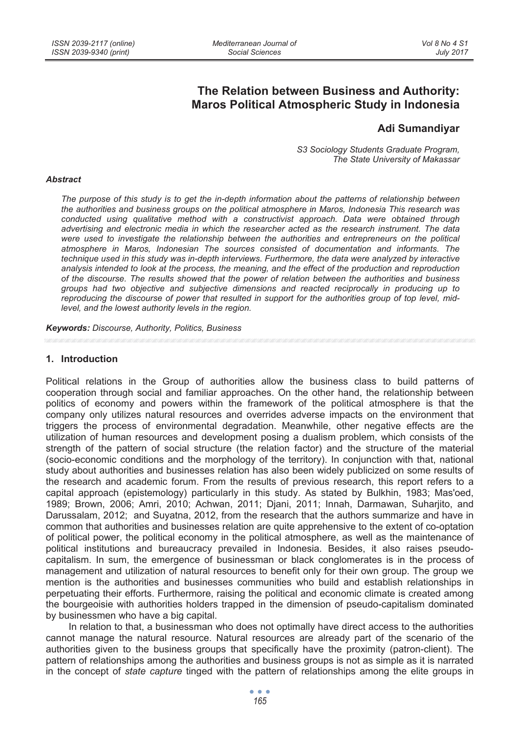# The Relation between Business and Authority: Maros Political Atmospheric Study in Indonesia

**Adi Sumandiyar**

*S3 Sociology Students Graduate Program,*
*The State University of Makassar*

***Abstract***

*The purpose of this study is to get the in-depth information about the patterns of relationship between the authorities and business groups on the political atmosphere in Maros, Indonesia This research was conducted using qualitative method with a constructivist approach. Data were obtained through advertising and electronic media in which the researcher acted as the research instrument. The data were used to investigate the relationship between the authorities and entrepreneurs on the political atmosphere in Maros, Indonesian The sources consisted of documentation and informants. The technique used in this study was in-depth interviews. Furthermore, the data were analyzed by interactive analysis intended to look at the process, the meaning, and the effect of the production and reproduction of the discourse. The results showed that the power of relation between the authorities and business groups had two objective and subjective dimensions and reacted reciprocally in producing up to reproducing the discourse of power that resulted in support for the authorities group of top level, mid-level, and the lowest authority levels in the region.*

***Keywords:*** *Discourse, Authority, Politics, Business*

## 1. Introduction

Political relations in the Group of authorities allow the business class to build patterns of cooperation through social and familiar approaches. On the other hand, the relationship between politics of economy and powers within the framework of the political atmosphere is that the company only utilizes natural resources and overrides adverse impacts on the environment that triggers the process of environmental degradation. Meanwhile, other negative effects are the utilization of human resources and development posing a dualism problem, which consists of the strength of the pattern of social structure (the relation factor) and the structure of the material (socio-economic conditions and the morphology of the territory). In conjunction with that, national study about authorities and businesses relation has also been widely publicized on some results of the research and academic forum. From the results of previous research, this report refers to a capital approach (epistemology) particularly in this study. As stated by Bulkhin, 1983; Mas'oed, 1989; Brown, 2006; Amri, 2010; Achwan, 2011; Djani, 2011; Innah, Darmawan, Suharjito, and Darussalam, 2012; and Suyatna, 2012, from the research that the authors summarize and have in common that authorities and businesses relation are quite apprehensive to the extent of co-optation of political power, the political economy in the political atmosphere, as well as the maintenance of political institutions and bureaucracy prevailed in Indonesia. Besides, it also raises pseudo-capitalism. In sum, the emergence of businessman or black conglomerates is in the process of management and utilization of natural resources to benefit only for their own group. The group we mention is the authorities and businesses communities who build and establish relationships in perpetuating their efforts. Furthermore, raising the political and economic climate is created among the bourgeoisie with authorities holders trapped in the dimension of pseudo-capitalism dominated by businessmen who have a big capital.

In relation to that, a businessman who does not optimally have direct access to the authorities cannot manage the natural resource. Natural resources are already part of the scenario of the authorities given to the business groups that specifically have the proximity (patron-client). The pattern of relationships among the authorities and business groups is not as simple as it is narrated in the concept of *state capture* tinged with the pattern of relationships among the elite groups in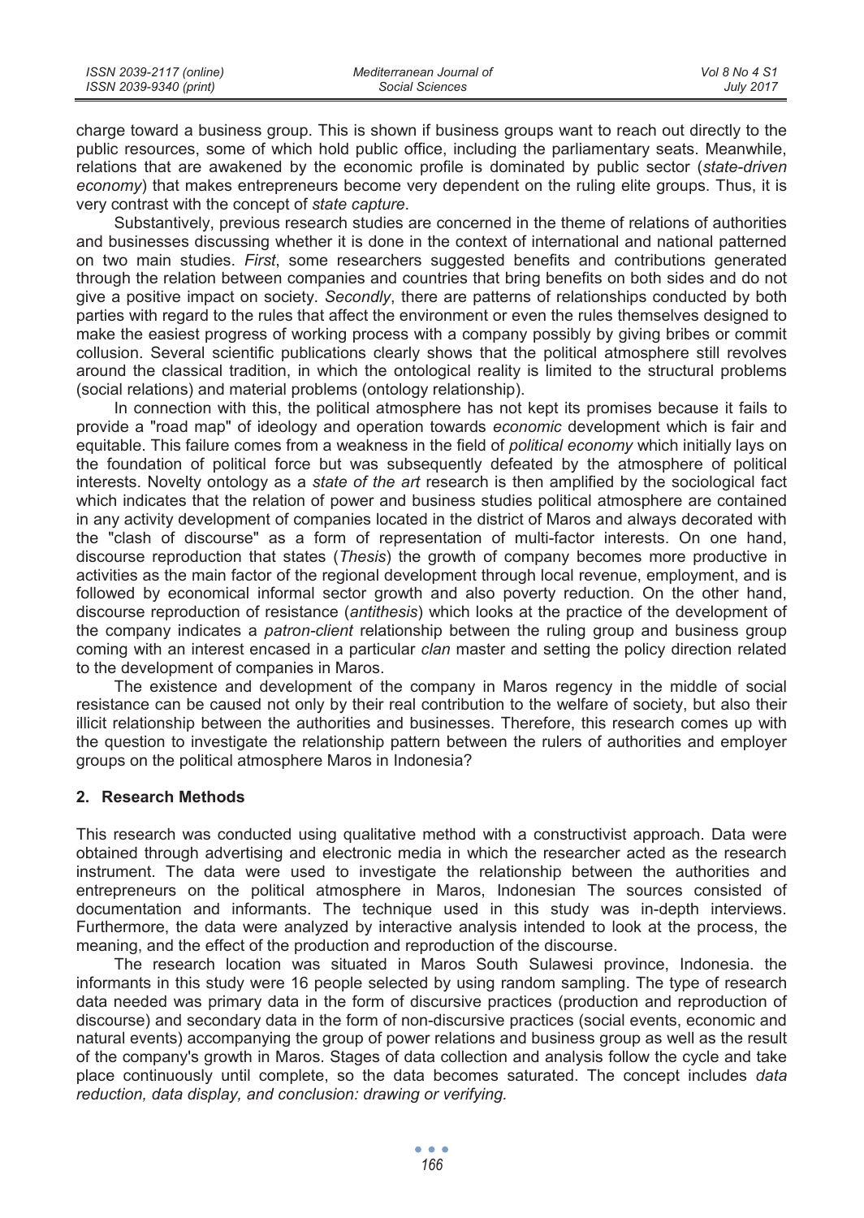charge toward a business group. This is shown if business groups want to reach out directly to the public resources, some of which hold public office, including the parliamentary seats. Meanwhile, relations that are awakened by the economic profile is dominated by public sector (*state-driven economy*) that makes entrepreneurs become very dependent on the ruling elite groups. Thus, it is very contrast with the concept of *state capture*.

Substantively, previous research studies are concerned in the theme of relations of authorities and businesses discussing whether it is done in the context of international and national patterned on two main studies. *First*, some researchers suggested benefits and contributions generated through the relation between companies and countries that bring benefits on both sides and do not give a positive impact on society. *Secondly*, there are patterns of relationships conducted by both parties with regard to the rules that affect the environment or even the rules themselves designed to make the easiest progress of working process with a company possibly by giving bribes or commit collusion. Several scientific publications clearly shows that the political atmosphere still revolves around the classical tradition, in which the ontological reality is limited to the structural problems (social relations) and material problems (ontology relationship).

In connection with this, the political atmosphere has not kept its promises because it fails to provide a "road map" of ideology and operation towards *economic* development which is fair and equitable. This failure comes from a weakness in the field of *political economy* which initially lays on the foundation of political force but was subsequently defeated by the atmosphere of political interests. Novelty ontology as a *state of the art* research is then amplified by the sociological fact which indicates that the relation of power and business studies political atmosphere are contained in any activity development of companies located in the district of Maros and always decorated with the "clash of discourse" as a form of representation of multi-factor interests. On one hand, discourse reproduction that states (*Thesis*) the growth of company becomes more productive in activities as the main factor of the regional development through local revenue, employment, and is followed by economical informal sector growth and also poverty reduction. On the other hand, discourse reproduction of resistance (*antithesis*) which looks at the practice of the development of the company indicates a *patron-client* relationship between the ruling group and business group coming with an interest encased in a particular *clan* master and setting the policy direction related to the development of companies in Maros.

The existence and development of the company in Maros regency in the middle of social resistance can be caused not only by their real contribution to the welfare of society, but also their illicit relationship between the authorities and businesses. Therefore, this research comes up with the question to investigate the relationship pattern between the rulers of authorities and employer groups on the political atmosphere Maros in Indonesia?

## 2. Research Methods

This research was conducted using qualitative method with a constructivist approach. Data were obtained through advertising and electronic media in which the researcher acted as the research instrument. The data were used to investigate the relationship between the authorities and entrepreneurs on the political atmosphere in Maros, Indonesian The sources consisted of documentation and informants. The technique used in this study was in-depth interviews. Furthermore, the data were analyzed by interactive analysis intended to look at the process, the meaning, and the effect of the production and reproduction of the discourse.

The research location was situated in Maros South Sulawesi province, Indonesia. the informants in this study were 16 people selected by using random sampling. The type of research data needed was primary data in the form of discursive practices (production and reproduction of discourse) and secondary data in the form of non-discursive practices (social events, economic and natural events) accompanying the group of power relations and business group as well as the result of the company's growth in Maros. Stages of data collection and analysis follow the cycle and take place continuously until complete, so the data becomes saturated. The concept includes *data reduction, data display, and conclusion: drawing or verifying.*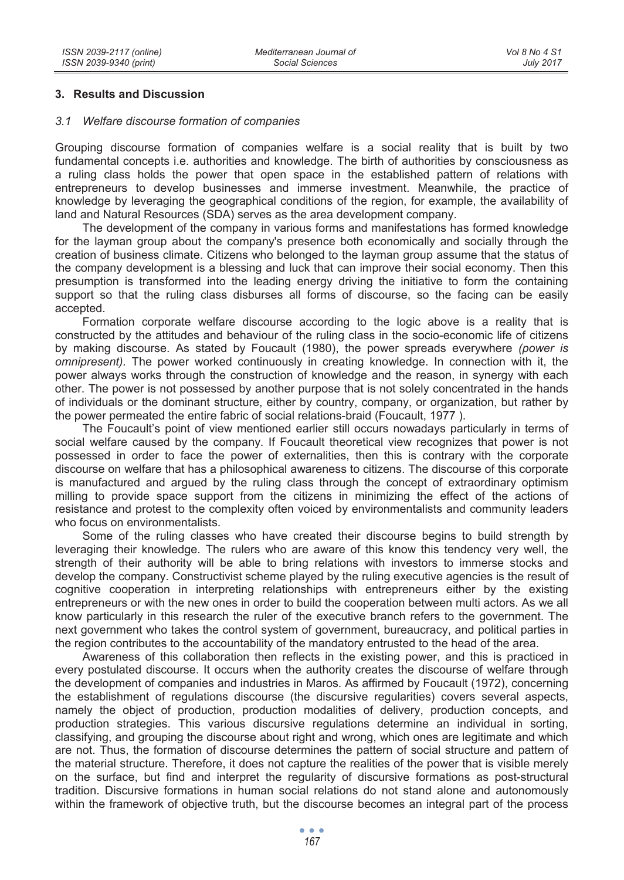## 3. Results and Discussion

### 3.1 Welfare discourse formation of companies

Grouping discourse formation of companies welfare is a social reality that is built by two fundamental concepts i.e. authorities and knowledge. The birth of authorities by consciousness as a ruling class holds the power that open space in the established pattern of relations with entrepreneurs to develop businesses and immerse investment. Meanwhile, the practice of knowledge by leveraging the geographical conditions of the region, for example, the availability of land and Natural Resources (SDA) serves as the area development company.

The development of the company in various forms and manifestations has formed knowledge for the layman group about the company's presence both economically and socially through the creation of business climate. Citizens who belonged to the layman group assume that the status of the company development is a blessing and luck that can improve their social economy. Then this presumption is transformed into the leading energy driving the initiative to form the containing support so that the ruling class disburses all forms of discourse, so the facing can be easily accepted.

Formation corporate welfare discourse according to the logic above is a reality that is constructed by the attitudes and behaviour of the ruling class in the socio-economic life of citizens by making discourse. As stated by Foucault (1980), the power spreads everywhere *(power is omnipresent).* The power worked continuously in creating knowledge. In connection with it, the power always works through the construction of knowledge and the reason, in synergy with each other. The power is not possessed by another purpose that is not solely concentrated in the hands of individuals or the dominant structure, either by country, company, or organization, but rather by the power permeated the entire fabric of social relations-braid (Foucault, 1977 ).

The Foucault's point of view mentioned earlier still occurs nowadays particularly in terms of social welfare caused by the company. If Foucault theoretical view recognizes that power is not possessed in order to face the power of externalities, then this is contrary with the corporate discourse on welfare that has a philosophical awareness to citizens. The discourse of this corporate is manufactured and argued by the ruling class through the concept of extraordinary optimism milling to provide space support from the citizens in minimizing the effect of the actions of resistance and protest to the complexity often voiced by environmentalists and community leaders who focus on environmentalists.

Some of the ruling classes who have created their discourse begins to build strength by leveraging their knowledge. The rulers who are aware of this know this tendency very well, the strength of their authority will be able to bring relations with investors to immerse stocks and develop the company. Constructivist scheme played by the ruling executive agencies is the result of cognitive cooperation in interpreting relationships with entrepreneurs either by the existing entrepreneurs or with the new ones in order to build the cooperation between multi actors. As we all know particularly in this research the ruler of the executive branch refers to the government. The next government who takes the control system of government, bureaucracy, and political parties in the region contributes to the accountability of the mandatory entrusted to the head of the area.

Awareness of this collaboration then reflects in the existing power, and this is practiced in every postulated discourse. It occurs when the authority creates the discourse of welfare through the development of companies and industries in Maros. As affirmed by Foucault (1972), concerning the establishment of regulations discourse (the discursive regularities) covers several aspects, namely the object of production, production modalities of delivery, production concepts, and production strategies. This various discursive regulations determine an individual in sorting, classifying, and grouping the discourse about right and wrong, which ones are legitimate and which are not. Thus, the formation of discourse determines the pattern of social structure and pattern of the material structure. Therefore, it does not capture the realities of the power that is visible merely on the surface, but find and interpret the regularity of discursive formations as post-structural tradition. Discursive formations in human social relations do not stand alone and autonomously within the framework of objective truth, but the discourse becomes an integral part of the process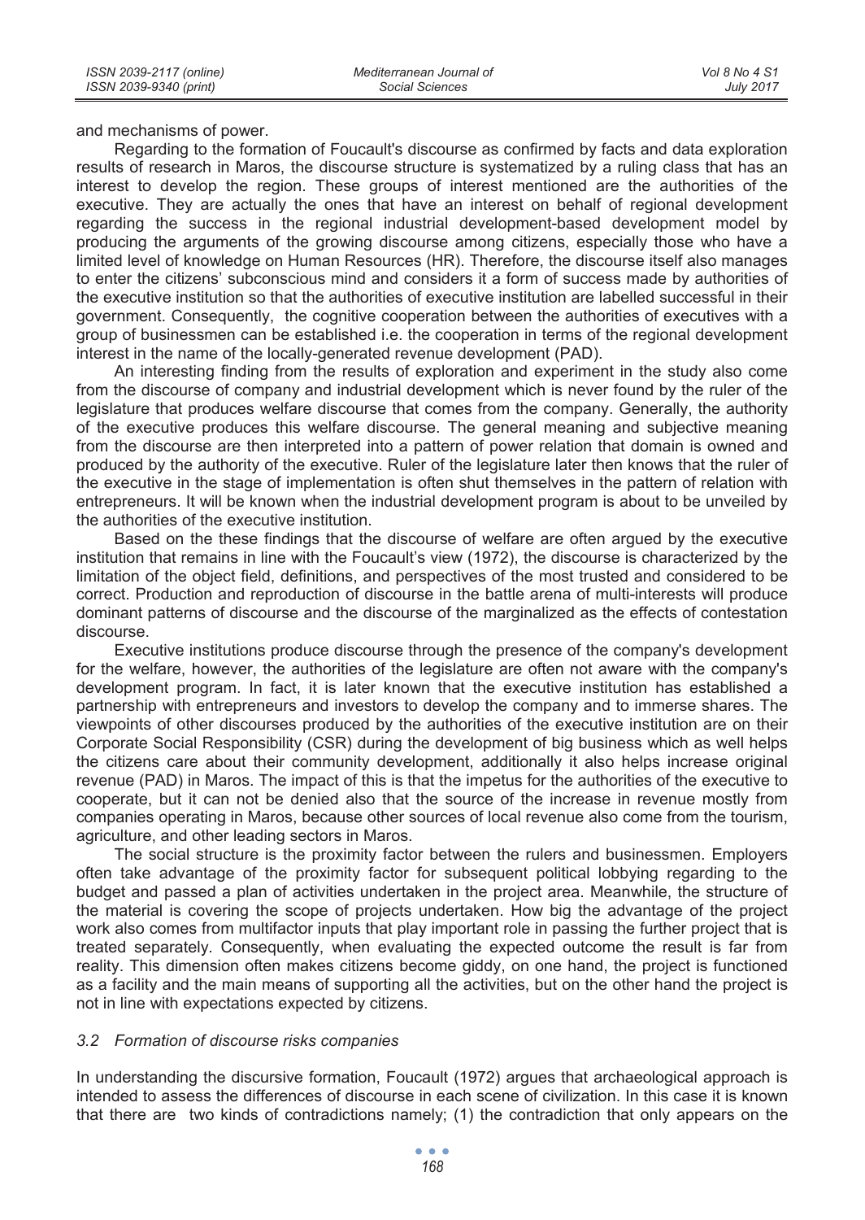and mechanisms of power.

Regarding to the formation of Foucault's discourse as confirmed by facts and data exploration results of research in Maros, the discourse structure is systematized by a ruling class that has an interest to develop the region. These groups of interest mentioned are the authorities of the executive. They are actually the ones that have an interest on behalf of regional development regarding the success in the regional industrial development-based development model by producing the arguments of the growing discourse among citizens, especially those who have a limited level of knowledge on Human Resources (HR). Therefore, the discourse itself also manages to enter the citizens' subconscious mind and considers it a form of success made by authorities of the executive institution so that the authorities of executive institution are labelled successful in their government. Consequently, the cognitive cooperation between the authorities of executives with a group of businessmen can be established i.e. the cooperation in terms of the regional development interest in the name of the locally-generated revenue development (PAD).

An interesting finding from the results of exploration and experiment in the study also come from the discourse of company and industrial development which is never found by the ruler of the legislature that produces welfare discourse that comes from the company. Generally, the authority of the executive produces this welfare discourse. The general meaning and subjective meaning from the discourse are then interpreted into a pattern of power relation that domain is owned and produced by the authority of the executive. Ruler of the legislature later then knows that the ruler of the executive in the stage of implementation is often shut themselves in the pattern of relation with entrepreneurs. It will be known when the industrial development program is about to be unveiled by the authorities of the executive institution.

Based on the these findings that the discourse of welfare are often argued by the executive institution that remains in line with the Foucault's view (1972), the discourse is characterized by the limitation of the object field, definitions, and perspectives of the most trusted and considered to be correct. Production and reproduction of discourse in the battle arena of multi-interests will produce dominant patterns of discourse and the discourse of the marginalized as the effects of contestation discourse.

Executive institutions produce discourse through the presence of the company's development for the welfare, however, the authorities of the legislature are often not aware with the company's development program. In fact, it is later known that the executive institution has established a partnership with entrepreneurs and investors to develop the company and to immerse shares. The viewpoints of other discourses produced by the authorities of the executive institution are on their Corporate Social Responsibility (CSR) during the development of big business which as well helps the citizens care about their community development, additionally it also helps increase original revenue (PAD) in Maros. The impact of this is that the impetus for the authorities of the executive to cooperate, but it can not be denied also that the source of the increase in revenue mostly from companies operating in Maros, because other sources of local revenue also come from the tourism, agriculture, and other leading sectors in Maros.

The social structure is the proximity factor between the rulers and businessmen. Employers often take advantage of the proximity factor for subsequent political lobbying regarding to the budget and passed a plan of activities undertaken in the project area. Meanwhile, the structure of the material is covering the scope of projects undertaken. How big the advantage of the project work also comes from multifactor inputs that play important role in passing the further project that is treated separately. Consequently, when evaluating the expected outcome the result is far from reality. This dimension often makes citizens become giddy, on one hand, the project is functioned as a facility and the main means of supporting all the activities, but on the other hand the project is not in line with expectations expected by citizens.

### *3.2 Formation of discourse risks companies*

In understanding the discursive formation, Foucault (1972) argues that archaeological approach is intended to assess the differences of discourse in each scene of civilization. In this case it is known that there are two kinds of contradictions namely; (1) the contradiction that only appears on the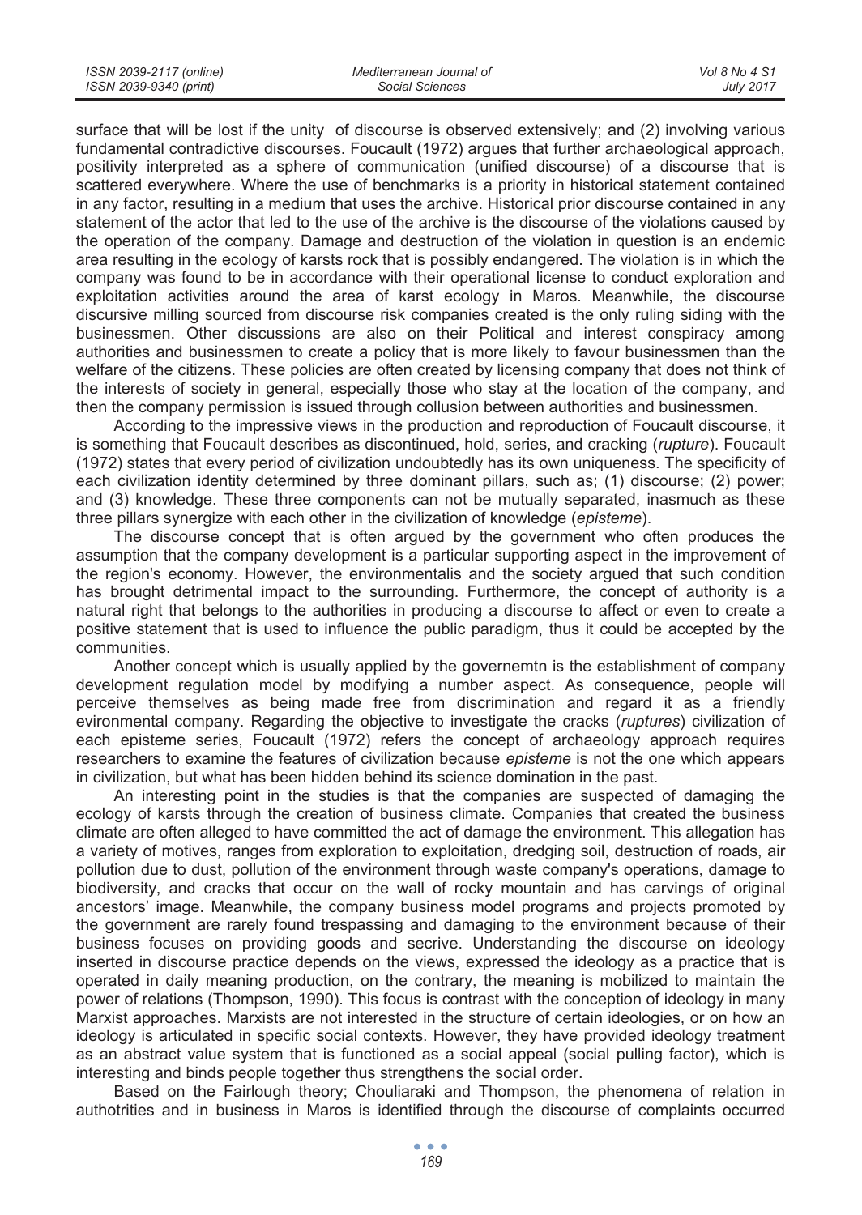surface that will be lost if the unity of discourse is observed extensively; and (2) involving various fundamental contradictive discourses. Foucault (1972) argues that further archaeological approach, positivity interpreted as a sphere of communication (unified discourse) of a discourse that is scattered everywhere. Where the use of benchmarks is a priority in historical statement contained in any factor, resulting in a medium that uses the archive. Historical prior discourse contained in any statement of the actor that led to the use of the archive is the discourse of the violations caused by the operation of the company. Damage and destruction of the violation in question is an endemic area resulting in the ecology of karsts rock that is possibly endangered. The violation is in which the company was found to be in accordance with their operational license to conduct exploration and exploitation activities around the area of karst ecology in Maros. Meanwhile, the discourse discursive milling sourced from discourse risk companies created is the only ruling siding with the businessmen. Other discussions are also on their Political and interest conspiracy among authorities and businessmen to create a policy that is more likely to favour businessmen than the welfare of the citizens. These policies are often created by licensing company that does not think of the interests of society in general, especially those who stay at the location of the company, and then the company permission is issued through collusion between authorities and businessmen.

According to the impressive views in the production and reproduction of Foucault discourse, it is something that Foucault describes as discontinued, hold, series, and cracking (*rupture*). Foucault (1972) states that every period of civilization undoubtedly has its own uniqueness. The specificity of each civilization identity determined by three dominant pillars, such as; (1) discourse; (2) power; and (3) knowledge. These three components can not be mutually separated, inasmuch as these three pillars synergize with each other in the civilization of knowledge (*episteme*).

The discourse concept that is often argued by the government who often produces the assumption that the company development is a particular supporting aspect in the improvement of the region's economy. However, the environmentalis and the society argued that such condition has brought detrimental impact to the surrounding. Furthermore, the concept of authority is a natural right that belongs to the authorities in producing a discourse to affect or even to create a positive statement that is used to influence the public paradigm, thus it could be accepted by the communities.

Another concept which is usually applied by the governemtn is the establishment of company development regulation model by modifying a number aspect. As consequence, people will perceive themselves as being made free from discrimination and regard it as a friendly evironmental company. Regarding the objective to investigate the cracks (*ruptures*) civilization of each episteme series, Foucault (1972) refers the concept of archaeology approach requires researchers to examine the features of civilization because *episteme* is not the one which appears in civilization, but what has been hidden behind its science domination in the past.

An interesting point in the studies is that the companies are suspected of damaging the ecology of karsts through the creation of business climate. Companies that created the business climate are often alleged to have committed the act of damage the environment. This allegation has a variety of motives, ranges from exploration to exploitation, dredging soil, destruction of roads, air pollution due to dust, pollution of the environment through waste company's operations, damage to biodiversity, and cracks that occur on the wall of rocky mountain and has carvings of original ancestors' image. Meanwhile, the company business model programs and projects promoted by the government are rarely found trespassing and damaging to the environment because of their business focuses on providing goods and secrive. Understanding the discourse on ideology inserted in discourse practice depends on the views, expressed the ideology as a practice that is operated in daily meaning production, on the contrary, the meaning is mobilized to maintain the power of relations (Thompson, 1990). This focus is contrast with the conception of ideology in many Marxist approaches. Marxists are not interested in the structure of certain ideologies, or on how an ideology is articulated in specific social contexts. However, they have provided ideology treatment as an abstract value system that is functioned as a social appeal (social pulling factor), which is interesting and binds people together thus strengthens the social order.

Based on the Fairlough theory; Chouliaraki and Thompson, the phenomena of relation in authotrities and in business in Maros is identified through the discourse of complaints occurred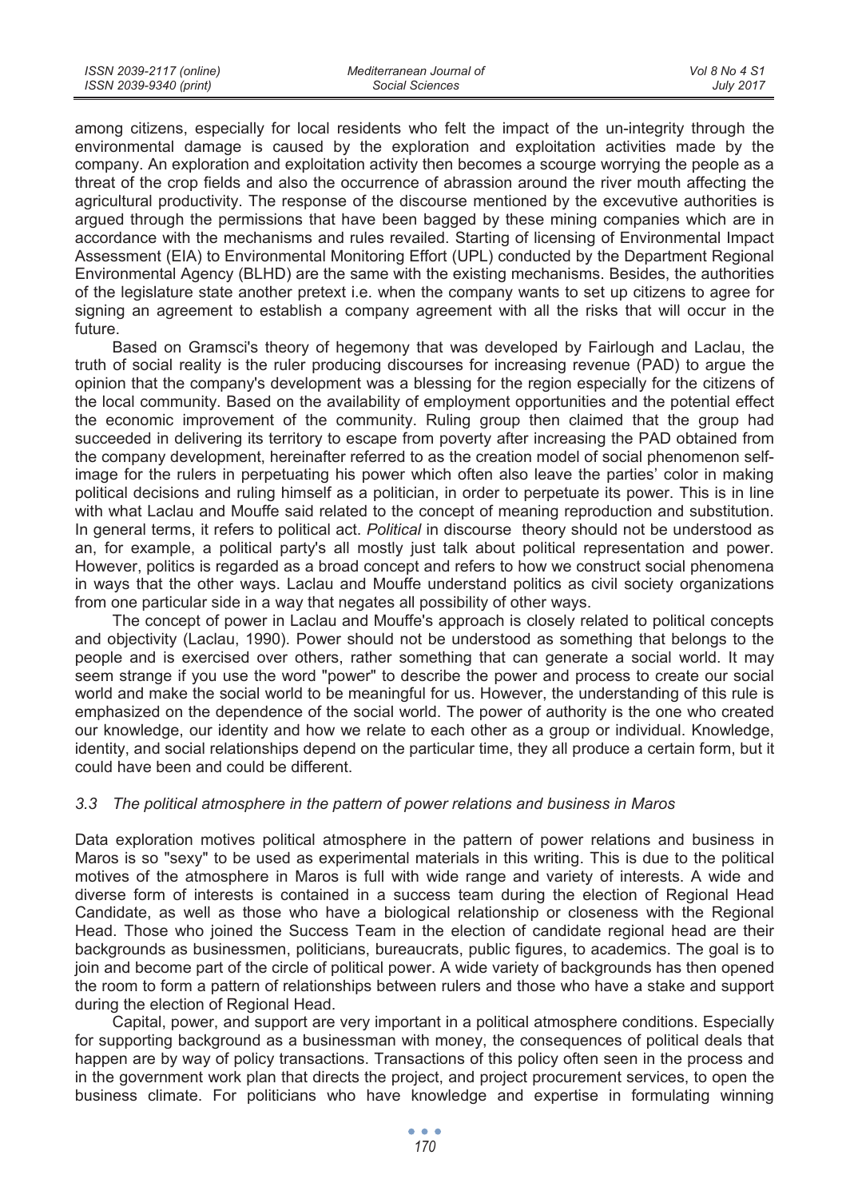among citizens, especially for local residents who felt the impact of the un-integrity through the environmental damage is caused by the exploration and exploitation activities made by the company. An exploration and exploitation activity then becomes a scourge worrying the people as a threat of the crop fields and also the occurrence of abrasion around the river mouth affecting the agricultural productivity. The response of the discourse mentioned by the excevutive authorities is argued through the permissions that have been bagged by these mining companies which are in accordance with the mechanisms and rules revailed. Starting of licensing of Environmental Impact Assessment (EIA) to Environmental Monitoring Effort (UPL) conducted by the Department Regional Environmental Agency (BLHD) are the same with the existing mechanisms. Besides, the authorities of the legislature state another pretext i.e. when the company wants to set up citizens to agree for signing an agreement to establish a company agreement with all the risks that will occur in the future.

Based on Gramsci's theory of hegemony that was developed by Fairlough and Laclau, the truth of social reality is the ruler producing discourses for increasing revenue (PAD) to argue the opinion that the company's development was a blessing for the region especially for the citizens of the local community. Based on the availability of employment opportunities and the potential effect the economic improvement of the community. Ruling group then claimed that the group had succeeded in delivering its territory to escape from poverty after increasing the PAD obtained from the company development, hereinafter referred to as the creation model of social phenomenon self-image for the rulers in perpetuating his power which often also leave the parties' color in making political decisions and ruling himself as a politician, in order to perpetuate its power. This is in line with what Laclau and Mouffe said related to the concept of meaning reproduction and substitution. In general terms, it refers to political act. *Political* in discourse theory should not be understood as an, for example, a political party's all mostly just talk about political representation and power. However, politics is regarded as a broad concept and refers to how we construct social phenomena in ways that the other ways. Laclau and Mouffe understand politics as civil society organizations from one particular side in a way that negates all possibility of other ways.

The concept of power in Laclau and Mouffe's approach is closely related to political concepts and objectivity (Laclau, 1990). Power should not be understood as something that belongs to the people and is exercised over others, rather something that can generate a social world. It may seem strange if you use the word "power" to describe the power and process to create our social world and make the social world to be meaningful for us. However, the understanding of this rule is emphasized on the dependence of the social world. The power of authority is the one who created our knowledge, our identity and how we relate to each other as a group or individual. Knowledge, identity, and social relationships depend on the particular time, they all produce a certain form, but it could have been and could be different.

### *3.3 The political atmosphere in the pattern of power relations and business in Maros*

Data exploration motives political atmosphere in the pattern of power relations and business in Maros is so "sexy" to be used as experimental materials in this writing. This is due to the political motives of the atmosphere in Maros is full with wide range and variety of interests. A wide and diverse form of interests is contained in a success team during the election of Regional Head Candidate, as well as those who have a biological relationship or closeness with the Regional Head. Those who joined the Success Team in the election of candidate regional head are their backgrounds as businessmen, politicians, bureaucrats, public figures, to academics. The goal is to join and become part of the circle of political power. A wide variety of backgrounds has then opened the room to form a pattern of relationships between rulers and those who have a stake and support during the election of Regional Head.

Capital, power, and support are very important in a political atmosphere conditions. Especially for supporting background as a businessman with money, the consequences of political deals that happen are by way of policy transactions. Transactions of this policy often seen in the process and in the government work plan that directs the project, and project procurement services, to open the business climate. For politicians who have knowledge and expertise in formulating winning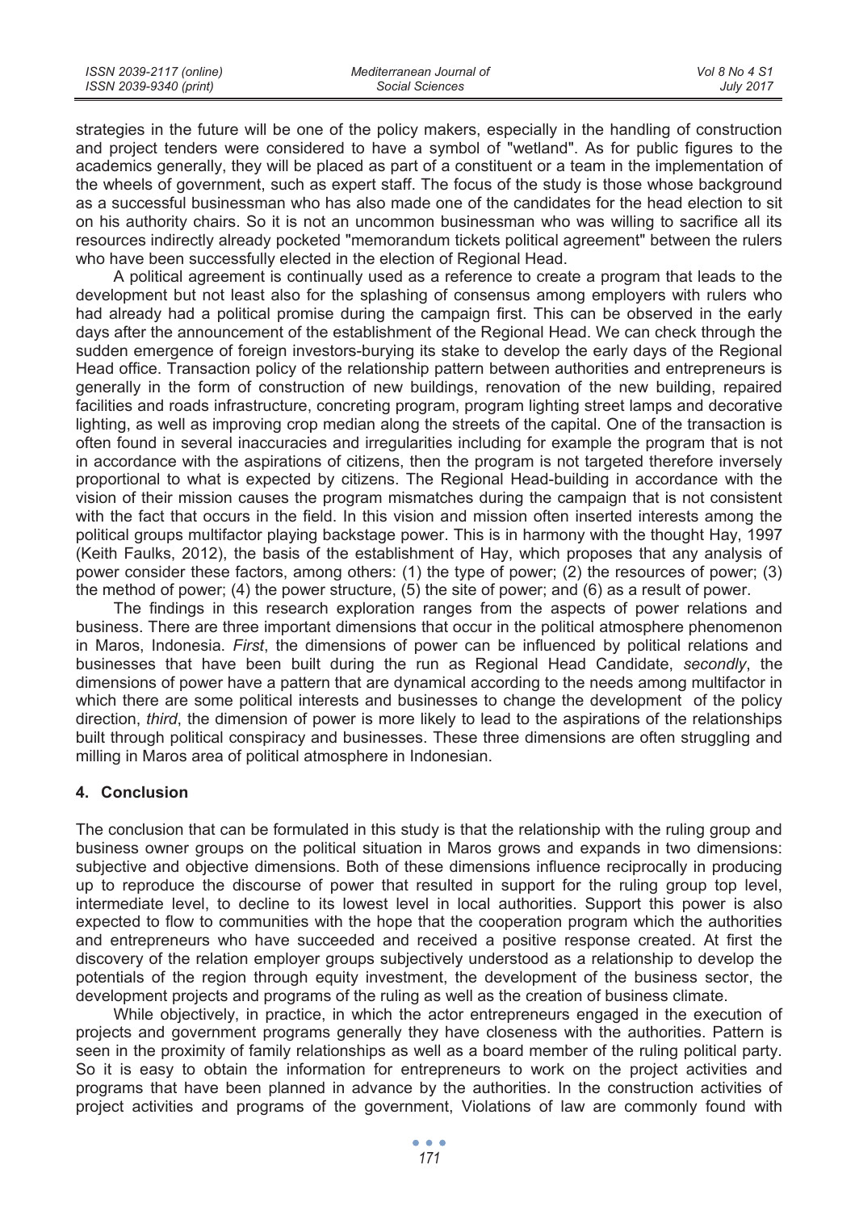strategies in the future will be one of the policy makers, especially in the handling of construction and project tenders were considered to have a symbol of "wetland". As for public figures to the academics generally, they will be placed as part of a constituent or a team in the implementation of the wheels of government, such as expert staff. The focus of the study is those whose background as a successful businessman who has also made one of the candidates for the head election to sit on his authority chairs. So it is not an uncommon businessman who was willing to sacrifice all its resources indirectly already pocketed "memorandum tickets political agreement" between the rulers who have been successfully elected in the election of Regional Head.

A political agreement is continually used as a reference to create a program that leads to the development but not least also for the splashing of consensus among employers with rulers who had already had a political promise during the campaign first. This can be observed in the early days after the announcement of the establishment of the Regional Head. We can check through the sudden emergence of foreign investors-burying its stake to develop the early days of the Regional Head office. Transaction policy of the relationship pattern between authorities and entrepreneurs is generally in the form of construction of new buildings, renovation of the new building, repaired facilities and roads infrastructure, concreting program, program lighting street lamps and decorative lighting, as well as improving crop median along the streets of the capital. One of the transaction is often found in several inaccuracies and irregularities including for example the program that is not in accordance with the aspirations of citizens, then the program is not targeted therefore inversely proportional to what is expected by citizens. The Regional Head-building in accordance with the vision of their mission causes the program mismatches during the campaign that is not consistent with the fact that occurs in the field. In this vision and mission often inserted interests among the political groups multifactor playing backstage power. This is in harmony with the thought Hay, 1997 (Keith Faulks, 2012), the basis of the establishment of Hay, which proposes that any analysis of power consider these factors, among others: (1) the type of power; (2) the resources of power; (3) the method of power; (4) the power structure, (5) the site of power; and (6) as a result of power.

The findings in this research exploration ranges from the aspects of power relations and business. There are three important dimensions that occur in the political atmosphere phenomenon in Maros, Indonesia. *First*, the dimensions of power can be influenced by political relations and businesses that have been built during the run as Regional Head Candidate, *secondly*, the dimensions of power have a pattern that are dynamical according to the needs among multifactor in which there are some political interests and businesses to change the development of the policy direction, *third*, the dimension of power is more likely to lead to the aspirations of the relationships built through political conspiracy and businesses. These three dimensions are often struggling and milling in Maros area of political atmosphere in Indonesian.

## 4. Conclusion

The conclusion that can be formulated in this study is that the relationship with the ruling group and business owner groups on the political situation in Maros grows and expands in two dimensions: subjective and objective dimensions. Both of these dimensions influence reciprocally in producing up to reproduce the discourse of power that resulted in support for the ruling group top level, intermediate level, to decline to its lowest level in local authorities. Support this power is also expected to flow to communities with the hope that the cooperation program which the authorities and entrepreneurs who have succeeded and received a positive response created. At first the discovery of the relation employer groups subjectively understood as a relationship to develop the potentials of the region through equity investment, the development of the business sector, the development projects and programs of the ruling as well as the creation of business climate.

While objectively, in practice, in which the actor entrepreneurs engaged in the execution of projects and government programs generally they have closeness with the authorities. Pattern is seen in the proximity of family relationships as well as a board member of the ruling political party. So it is easy to obtain the information for entrepreneurs to work on the project activities and programs that have been planned in advance by the authorities. In the construction activities of project activities and programs of the government, Violations of law are commonly found with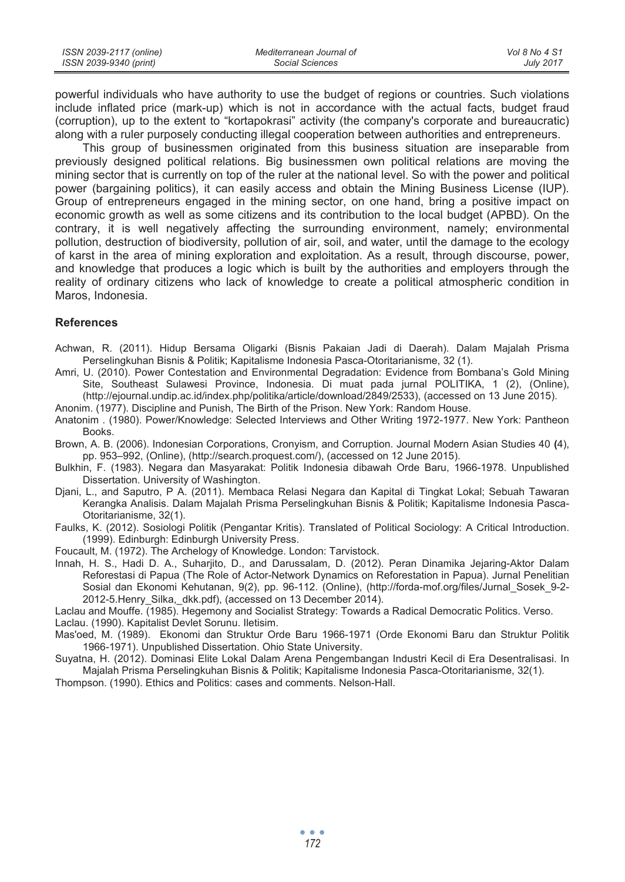powerful individuals who have authority to use the budget of regions or countries. Such violations include inflated price (mark-up) which is not in accordance with the actual facts, budget fraud (corruption), up to the extent to "kortapokrasi" activity (the company's corporate and bureaucratic) along with a ruler purposely conducting illegal cooperation between authorities and entrepreneurs.

This group of businessmen originated from this business situation are inseparable from previously designed political relations. Big businessmen own political relations are moving the mining sector that is currently on top of the ruler at the national level. So with the power and political power (bargaining politics), it can easily access and obtain the Mining Business License (IUP). Group of entrepreneurs engaged in the mining sector, on one hand, bring a positive impact on economic growth as well as some citizens and its contribution to the local budget (APBD). On the contrary, it is well negatively affecting the surrounding environment, namely; environmental pollution, destruction of biodiversity, pollution of air, soil, and water, until the damage to the ecology of karst in the area of mining exploration and exploitation. As a result, through discourse, power, and knowledge that produces a logic which is built by the authorities and employers through the reality of ordinary citizens who lack of knowledge to create a political atmospheric condition in Maros, Indonesia.

## References

Achwan, R. (2011). Hidup Bersama Oligarki (Bisnis Pakaian Jadi di Daerah). Dalam Majalah Prisma Perselingkuhan Bisnis & Politik; Kapitalisme Indonesia Pasca-Otoritarianisme, 32 (1).

Amri, U. (2010). Power Contestation and Environmental Degradation: Evidence from Bombana's Gold Mining Site, Southeast Sulawesi Province, Indonesia. Di muat pada jurnal POLITIKA, 1 (2), (Online), (http://ejournal.undip.ac.id/index.php/politika/article/download/2849/2533), (accessed on 13 June 2015).

Anonim. (1977). Discipline and Punish, The Birth of the Prison. New York: Random House.

Anatonim . (1980). Power/Knowledge: Selected Interviews and Other Writing 1972-1977. New York: Pantheon Books.

Brown, A. B. (2006). Indonesian Corporations, Cronyism, and Corruption. Journal Modern Asian Studies 40 (4), pp. 953–992, (Online), (http://search.proquest.com/), (accessed on 12 June 2015).

Bulkhin, F. (1983). Negara dan Masyarakat: Politik Indonesia dibawah Orde Baru, 1966-1978. Unpublished Dissertation. University of Washington.

Djani, L., and Saputro, P A. (2011). Membaca Relasi Negara dan Kapital di Tingkat Lokal; Sebuah Tawaran Kerangka Analisis. Dalam Majalah Prisma Perselingkuhan Bisnis & Politik; Kapitalisme Indonesia Pasca-Otoritarianisme, 32(1).

Faulks, K. (2012). Sosiologi Politik (Pengantar Kritis). Translated of Political Sociology: A Critical Introduction. (1999). Edinburgh: Edinburgh University Press.

Foucault, M. (1972). The Archelogy of Knowledge. London: Tarvistock.

Innah, H. S., Hadi D. A., Suharjito, D., and Darussalam, D. (2012). Peran Dinamika Jejaring-Aktor Dalam Reforestasi di Papua (The Role of Actor-Network Dynamics on Reforestation in Papua). Jurnal Penelitian Sosial dan Ekonomi Kehutanan, 9(2), pp. 96-112. (Online), (http://forda-mof.org/files/Jurnal_Sosek_9-2-2012-5.Henry_Silka,_dkk.pdf), (accessed on 13 December 2014).

Laclau and Mouffe. (1985). Hegemony and Socialist Strategy: Towards a Radical Democratic Politics. Verso.

Laclau. (1990). Kapitalist Devlet Sorunu. Iletisim.

Mas'oed, M. (1989). Ekonomi dan Struktur Orde Baru 1966-1971 (Orde Ekonomi Baru dan Struktur Politik 1966-1971). Unpublished Dissertation. Ohio State University.

Suyatna, H. (2012). Dominasi Elite Lokal Dalam Arena Pengembangan Industri Kecil di Era Desentralisasi. In Majalah Prisma Perselingkuhan Bisnis & Politik; Kapitalisme Indonesia Pasca-Otoritarianisme, 32(1).

Thompson. (1990). Ethics and Politics: cases and comments. Nelson-Hall.